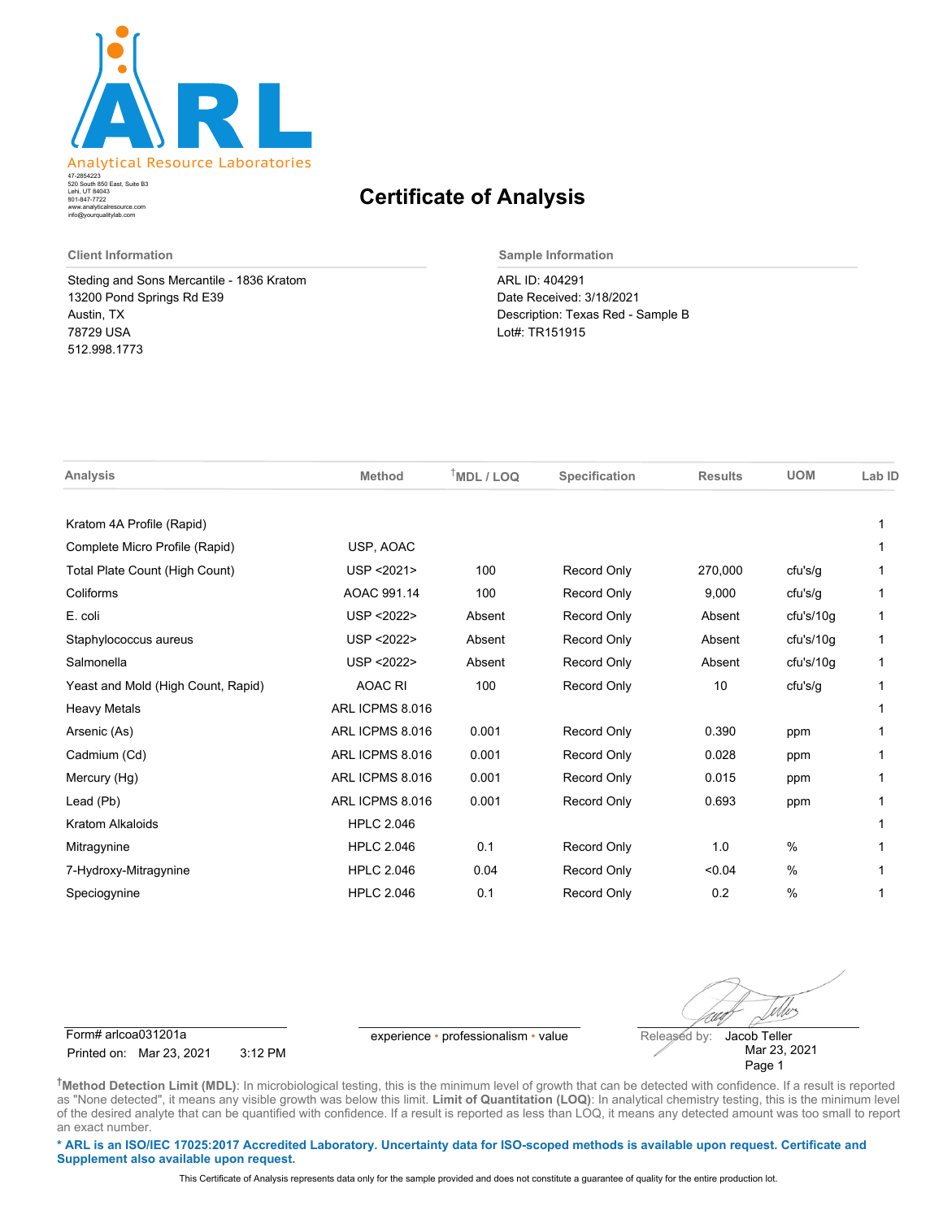# ARL

Analytical Resource Laboratories

47-2854223
520 South 850 East, Suite B3
Lehi, UT 84043
801-847-7722
www.analyticalresource.com
info@yourqualitylab.com

# Certificate of Analysis

**Client Information**

Steding and Sons Mercantile - 1836 Kratom
13200 Pond Springs Rd E39
Austin, TX
78729 USA
512.998.1773

**Sample Information**

ARL ID: 404291
Date Received: 3/18/2021
Description: Texas Red - Sample B
Lot#: TR151915

| Analysis | Method | †MDL / LOQ | Specification | Results | UOM | Lab ID |
|---|---|---|---|---|---|---|
| Kratom 4A Profile (Rapid) | | | | | | 1 |
| Complete Micro Profile (Rapid) | USP, AOAC | | | | | 1 |
| Total Plate Count (High Count) | USP <2021> | 100 | Record Only | 270,000 | cfu's/g | 1 |
| Coliforms | AOAC 991.14 | 100 | Record Only | 9,000 | cfu's/g | 1 |
| E. coli | USP <2022> | Absent | Record Only | Absent | cfu's/10g | 1 |
| Staphylococcus aureus | USP <2022> | Absent | Record Only | Absent | cfu's/10g | 1 |
| Salmonella | USP <2022> | Absent | Record Only | Absent | cfu's/10g | 1 |
| Yeast and Mold (High Count, Rapid) | AOAC RI | 100 | Record Only | 10 | cfu's/g | 1 |
| Heavy Metals | ARL ICPMS 8.016 | | | | | 1 |
| Arsenic (As) | ARL ICPMS 8.016 | 0.001 | Record Only | 0.390 | ppm | 1 |
| Cadmium (Cd) | ARL ICPMS 8.016 | 0.001 | Record Only | 0.028 | ppm | 1 |
| Mercury (Hg) | ARL ICPMS 8.016 | 0.001 | Record Only | 0.015 | ppm | 1 |
| Lead (Pb) | ARL ICPMS 8.016 | 0.001 | Record Only | 0.693 | ppm | 1 |
| Kratom Alkaloids | HPLC 2.046 | | | | | 1 |
| Mitragynine | HPLC 2.046 | 0.1 | Record Only | 1.0 | % | 1 |
| 7-Hydroxy-Mitragynine | HPLC 2.046 | 0.04 | Record Only | <0.04 | % | 1 |
| Speciogynine | HPLC 2.046 | 0.1 | Record Only | 0.2 | % | 1 |

Form# arlcoa031201a
Printed on: Mar 23, 2021 3:12 PM

experience • professionalism • value

Released by: Jacob Teller
Mar 23, 2021

†**Method Detection Limit (MDL)**: In microbiological testing, this is the minimum level of growth that can be detected with confidence. If a result is reported as "None detected", it means any visible growth was below this limit. **Limit of Quantitation (LOQ)**: In analytical chemistry testing, this is the minimum level of the desired analyte that can be quantified with confidence. If a result is reported as less than LOQ, it means any detected amount was too small to report an exact number.

**\* ARL is an ISO/IEC 17025:2017 Accredited Laboratory. Uncertainty data for ISO-scoped methods is available upon request. Certificate and Supplement also available upon request.**

This Certificate of Analysis represents data only for the sample provided and does not constitute a guarantee of quality for the entire production lot.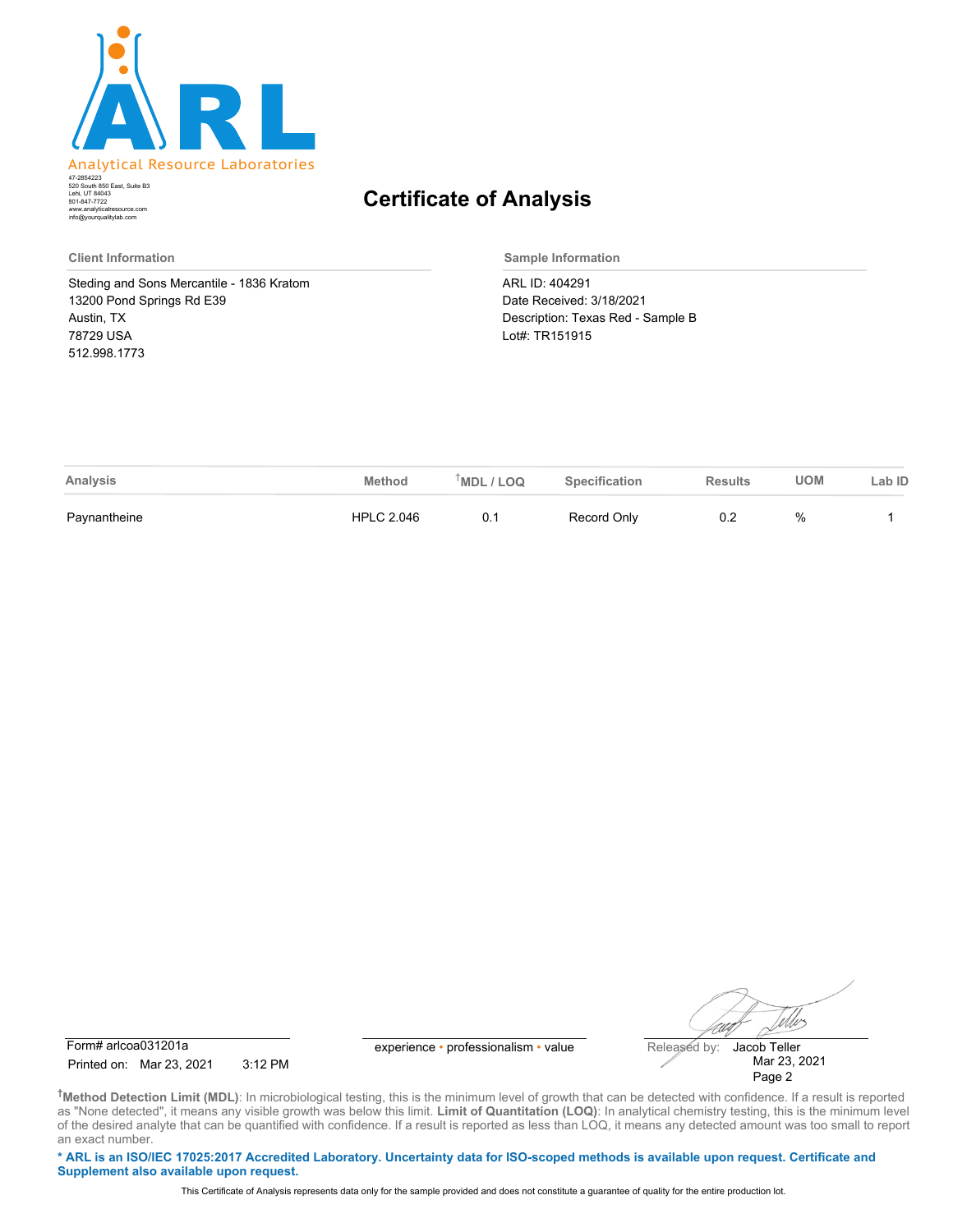Analytical Resource Laboratories
47-2854223
520 South 850 East, Suite B3
Lehi, UT 84043
801-847-7722
www.analyticalresource.com
info@yourqualitylab.com

# Certificate of Analysis

**Client Information**

Steding and Sons Mercantile - 1836 Kratom
13200 Pond Springs Rd E39
Austin, TX
78729 USA
512.998.1773

**Sample Information**

ARL ID: 404291
Date Received: 3/18/2021
Description: Texas Red - Sample B
Lot#: TR151915

| Analysis | Method | †MDL / LOQ | Specification | Results | UOM | Lab ID |
|---|---|---|---|---|---|---|
| Paynantheine | HPLC 2.046 | 0.1 | Record Only | 0.2 | % | 1 |

Form# arlcoa031201a
Printed on: Mar 23, 2021 3:12 PM

experience • professionalism • value

Released by: Jacob Teller
Mar 23, 2021

†**Method Detection Limit (MDL)**: In microbiological testing, this is the minimum level of growth that can be detected with confidence. If a result is reported as "None detected", it means any visible growth was below this limit. **Limit of Quantitation (LOQ)**: In analytical chemistry testing, this is the minimum level of the desired analyte that can be quantified with confidence. If a result is reported as less than LOQ, it means any detected amount was too small to report an exact number.

**\* ARL is an ISO/IEC 17025:2017 Accredited Laboratory. Uncertainty data for ISO-scoped methods is available upon request. Certificate and Supplement also available upon request.**

This Certificate of Analysis represents data only for the sample provided and does not constitute a guarantee of quality for the entire production lot.